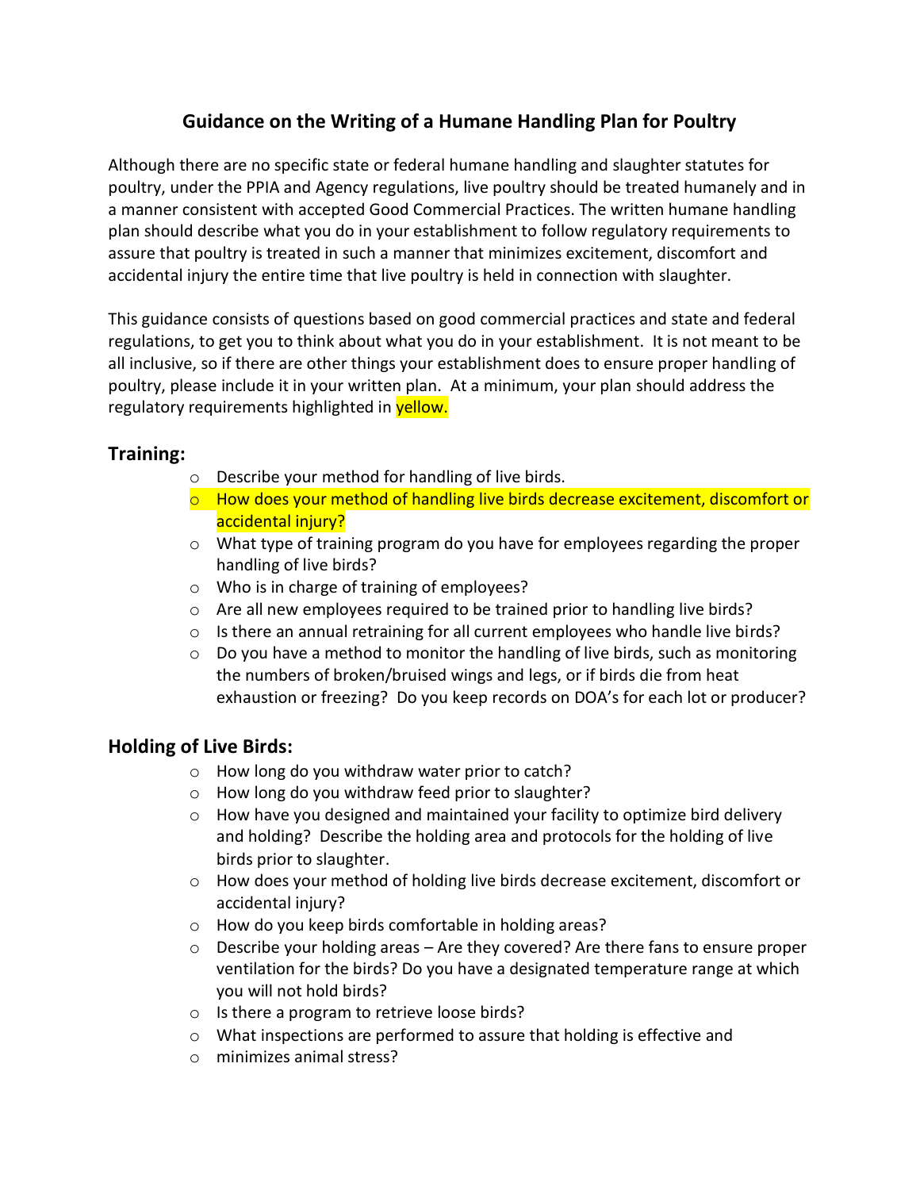# Guidance on the Writing of a Humane Handling Plan for Poultry

Although there are no specific state or federal humane handling and slaughter statutes for poultry, under the PPIA and Agency regulations, live poultry should be treated humanely and in a manner consistent with accepted Good Commercial Practices. The written humane handling plan should describe what you do in your establishment to follow regulatory requirements to assure that poultry is treated in such a manner that minimizes excitement, discomfort and accidental injury the entire time that live poultry is held in connection with slaughter.

This guidance consists of questions based on good commercial practices and state and federal regulations, to get you to think about what you do in your establishment. It is not meant to be all inclusive, so if there are other things your establishment does to ensure proper handling of poultry, please include it in your written plan. At a minimum, your plan should address the regulatory requirements highlighted in yellow.

## Training:

- Describe your method for handling of live birds.
- How does your method of handling live birds decrease excitement, discomfort or accidental injury?
- What type of training program do you have for employees regarding the proper handling of live birds?
- Who is in charge of training of employees?
- Are all new employees required to be trained prior to handling live birds?
- Is there an annual retraining for all current employees who handle live birds?
- Do you have a method to monitor the handling of live birds, such as monitoring the numbers of broken/bruised wings and legs, or if birds die from heat exhaustion or freezing? Do you keep records on DOA's for each lot or producer?

## Holding of Live Birds:

- How long do you withdraw water prior to catch?
- How long do you withdraw feed prior to slaughter?
- How have you designed and maintained your facility to optimize bird delivery and holding? Describe the holding area and protocols for the holding of live birds prior to slaughter.
- How does your method of holding live birds decrease excitement, discomfort or accidental injury?
- How do you keep birds comfortable in holding areas?
- Describe your holding areas – Are they covered? Are there fans to ensure proper ventilation for the birds? Do you have a designated temperature range at which you will not hold birds?
- Is there a program to retrieve loose birds?
- What inspections are performed to assure that holding is effective and
- minimizes animal stress?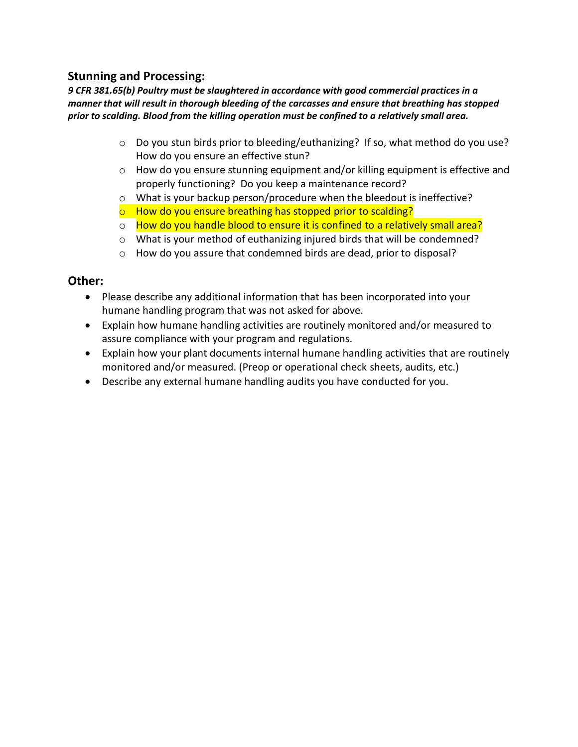## Stunning and Processing:

***9 CFR 381.65(b) Poultry must be slaughtered in accordance with good commercial practices in a manner that will result in thorough bleeding of the carcasses and ensure that breathing has stopped prior to scalding. Blood from the killing operation must be confined to a relatively small area.***

- Do you stun birds prior to bleeding/euthanizing? If so, what method do you use? How do you ensure an effective stun?
- How do you ensure stunning equipment and/or killing equipment is effective and properly functioning? Do you keep a maintenance record?
- What is your backup person/procedure when the bleedout is ineffective?
- How do you ensure breathing has stopped prior to scalding?
- How do you handle blood to ensure it is confined to a relatively small area?
- What is your method of euthanizing injured birds that will be condemned?
- How do you assure that condemned birds are dead, prior to disposal?

## Other:

- Please describe any additional information that has been incorporated into your humane handling program that was not asked for above.
- Explain how humane handling activities are routinely monitored and/or measured to assure compliance with your program and regulations.
- Explain how your plant documents internal humane handling activities that are routinely monitored and/or measured. (Preop or operational check sheets, audits, etc.)
- Describe any external humane handling audits you have conducted for you.